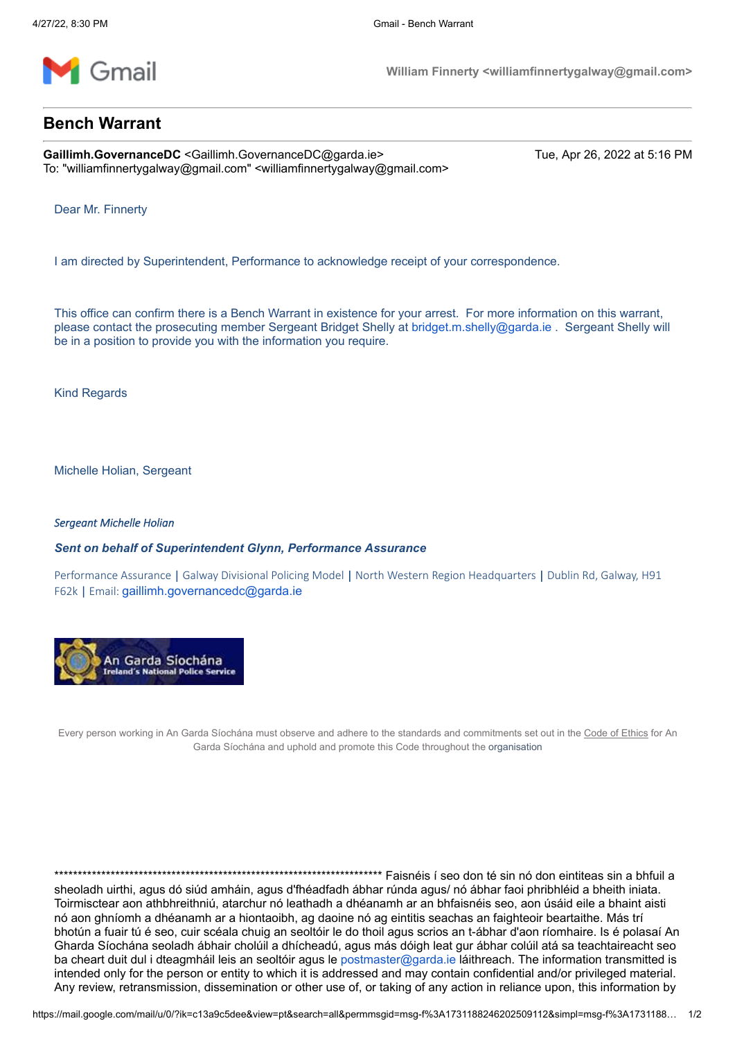Gmail

William Finnerty <williamfinnertygalway@gmail.com>

# Bench Warrant

**Gaillimh.GovernanceDC** <Gaillimh.GovernanceDC@garda.ie>
To: "williamfinnertygalway@gmail.com" <williamfinnertygalway@gmail.com>

Tue, Apr 26, 2022 at 5:16 PM

Dear Mr. Finnerty

I am directed by Superintendent, Performance to acknowledge receipt of your correspondence.

This office can confirm there is a Bench Warrant in existence for your arrest. For more information on this warrant, please contact the prosecuting member Sergeant Bridget Shelly at bridget.m.shelly@garda.ie . Sergeant Shelly will be in a position to provide you with the information you require.

Kind Regards

Michelle Holian, Sergeant

*Sergeant Michelle Holian*

***Sent on behalf of Superintendent Glynn, Performance Assurance***

Performance Assurance | Galway Divisional Policing Model | North Western Region Headquarters | Dublin Rd, Galway, H91 F62k | Email: gaillimh.governancedc@garda.ie

An Garda Síochána
Ireland's National Police Service

Every person working in An Garda Síochána must observe and adhere to the standards and commitments set out in the Code of Ethics for An Garda Síochána and uphold and promote this Code throughout the organisation

************************************************************************ Faisnéis í seo don té sin nó don eintiteas sin a bhfuil a sheoladh uirthi, agus dó siúd amháin, agus d'fhéadfadh ábhar rúnda agus/ nó ábhar faoi phribhléid a bheith iniata. Toirmisctear aon athbhreithniú, atarchur nó leathadh a dhéanamh ar an bhfaisnéis seo, aon úsáid eile a bhaint aisti nó aon ghníomh a dhéanamh ar a hiontaoibh, ag daoine nó ag eintitis seachas an faighteoir beartaithe. Más trí bhotún a fuair tú é seo, cuir scéala chuig an seoltóir le do thoil agus scrios an t-ábhar d'aon ríomhaire. Is é polasaí An Gharda Síochána seoladh ábhair cholúil a dhícheadú, agus más dóigh leat gur ábhar colúil atá sa teachtaireacht seo ba cheart duit dul i dteagmháil leis an seoltóir agus le postmaster@garda.ie láithreach. The information transmitted is intended only for the person or entity to which it is addressed and may contain confidential and/or privileged material. Any review, retransmission, dissemination or other use of, or taking of any action in reliance upon, this information by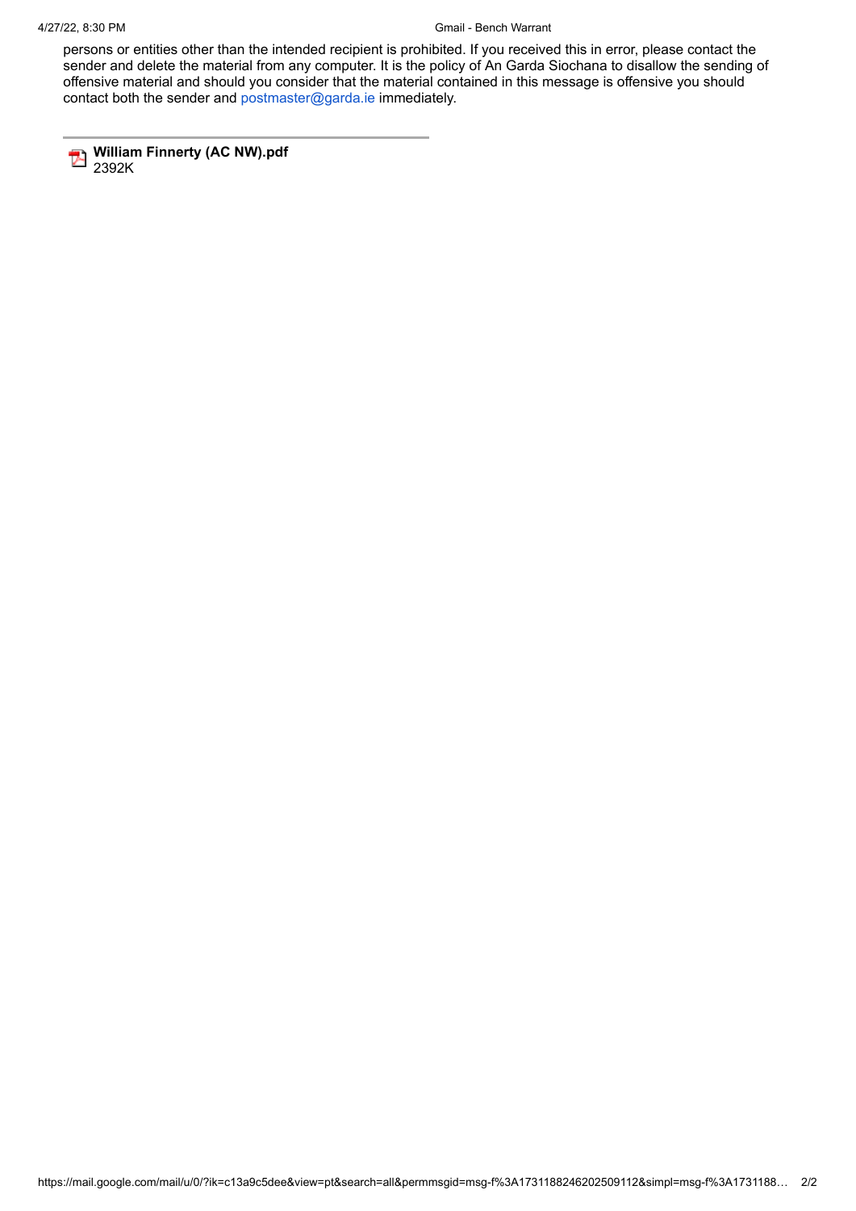persons or entities other than the intended recipient is prohibited. If you received this in error, please contact the sender and delete the material from any computer. It is the policy of An Garda Siochana to disallow the sending of offensive material and should you consider that the material contained in this message is offensive you should contact both the sender and postmaster@garda.ie immediately.

---

**William Finnerty (AC NW).pdf**
2392K